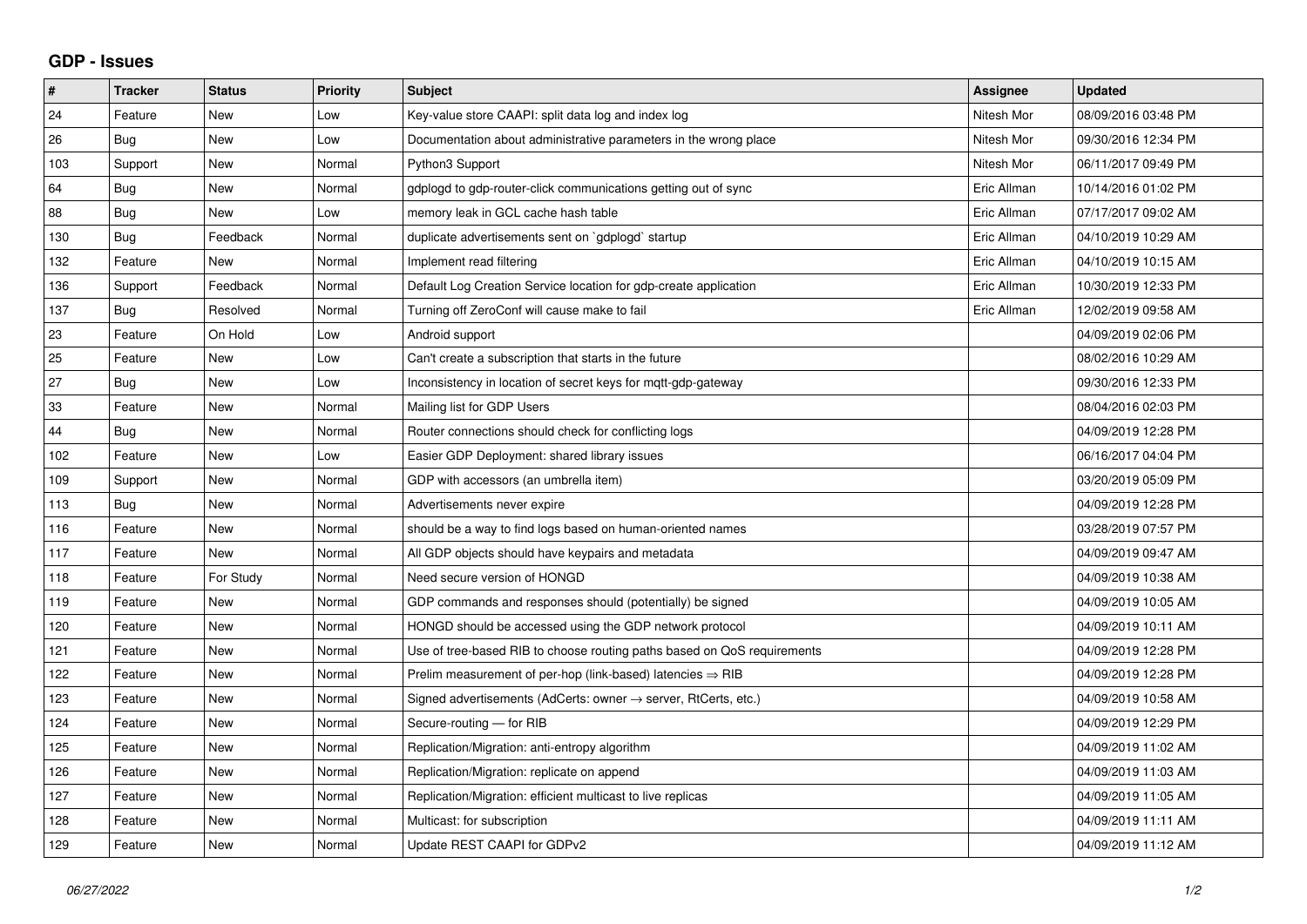## GDP - Issues

| # | Tracker | Status | Priority | Subject | Assignee | Updated |
|---|---|---|---|---|---|---|
| 24 | Feature | New | Low | Key-value store CAAPI: split data log and index log | Nitesh Mor | 08/09/2016 03:48 PM |
| 26 | Bug | New | Low | Documentation about administrative parameters in the wrong place | Nitesh Mor | 09/30/2016 12:34 PM |
| 103 | Support | New | Normal | Python3 Support | Nitesh Mor | 06/11/2017 09:49 PM |
| 64 | Bug | New | Normal | gdplogd to gdp-router-click communications getting out of sync | Eric Allman | 10/14/2016 01:02 PM |
| 88 | Bug | New | Low | memory leak in GCL cache hash table | Eric Allman | 07/17/2017 09:02 AM |
| 130 | Bug | Feedback | Normal | duplicate advertisements sent on `gdplogd` startup | Eric Allman | 04/10/2019 10:29 AM |
| 132 | Feature | New | Normal | Implement read filtering | Eric Allman | 04/10/2019 10:15 AM |
| 136 | Support | Feedback | Normal | Default Log Creation Service location for gdp-create application | Eric Allman | 10/30/2019 12:33 PM |
| 137 | Bug | Resolved | Normal | Turning off ZeroConf will cause make to fail | Eric Allman | 12/02/2019 09:58 AM |
| 23 | Feature | On Hold | Low | Android support | | 04/09/2019 02:06 PM |
| 25 | Feature | New | Low | Can't create a subscription that starts in the future | | 08/02/2016 10:29 AM |
| 27 | Bug | New | Low | Inconsistency in location of secret keys for mqtt-gdp-gateway | | 09/30/2016 12:33 PM |
| 33 | Feature | New | Normal | Mailing list for GDP Users | | 08/04/2016 02:03 PM |
| 44 | Bug | New | Normal | Router connections should check for conflicting logs | | 04/09/2019 12:28 PM |
| 102 | Feature | New | Low | Easier GDP Deployment: shared library issues | | 06/16/2017 04:04 PM |
| 109 | Support | New | Normal | GDP with accessors (an umbrella item) | | 03/20/2019 05:09 PM |
| 113 | Bug | New | Normal | Advertisements never expire | | 04/09/2019 12:28 PM |
| 116 | Feature | New | Normal | should be a way to find logs based on human-oriented names | | 03/28/2019 07:57 PM |
| 117 | Feature | New | Normal | All GDP objects should have keypairs and metadata | | 04/09/2019 09:47 AM |
| 118 | Feature | For Study | Normal | Need secure version of HONGD | | 04/09/2019 10:38 AM |
| 119 | Feature | New | Normal | GDP commands and responses should (potentially) be signed | | 04/09/2019 10:05 AM |
| 120 | Feature | New | Normal | HONGD should be accessed using the GDP network protocol | | 04/09/2019 10:11 AM |
| 121 | Feature | New | Normal | Use of tree-based RIB to choose routing paths based on QoS requirements | | 04/09/2019 12:28 PM |
| 122 | Feature | New | Normal | Prelim measurement of per-hop (link-based) latencies ⇒ RIB | | 04/09/2019 12:28 PM |
| 123 | Feature | New | Normal | Signed advertisements (AdCerts: owner → server, RtCerts, etc.) | | 04/09/2019 10:58 AM |
| 124 | Feature | New | Normal | Secure-routing — for RIB | | 04/09/2019 12:29 PM |
| 125 | Feature | New | Normal | Replication/Migration: anti-entropy algorithm | | 04/09/2019 11:02 AM |
| 126 | Feature | New | Normal | Replication/Migration: replicate on append | | 04/09/2019 11:03 AM |
| 127 | Feature | New | Normal | Replication/Migration: efficient multicast to live replicas | | 04/09/2019 11:05 AM |
| 128 | Feature | New | Normal | Multicast: for subscription | | 04/09/2019 11:11 AM |
| 129 | Feature | New | Normal | Update REST CAAPI for GDPv2 | | 04/09/2019 11:12 AM |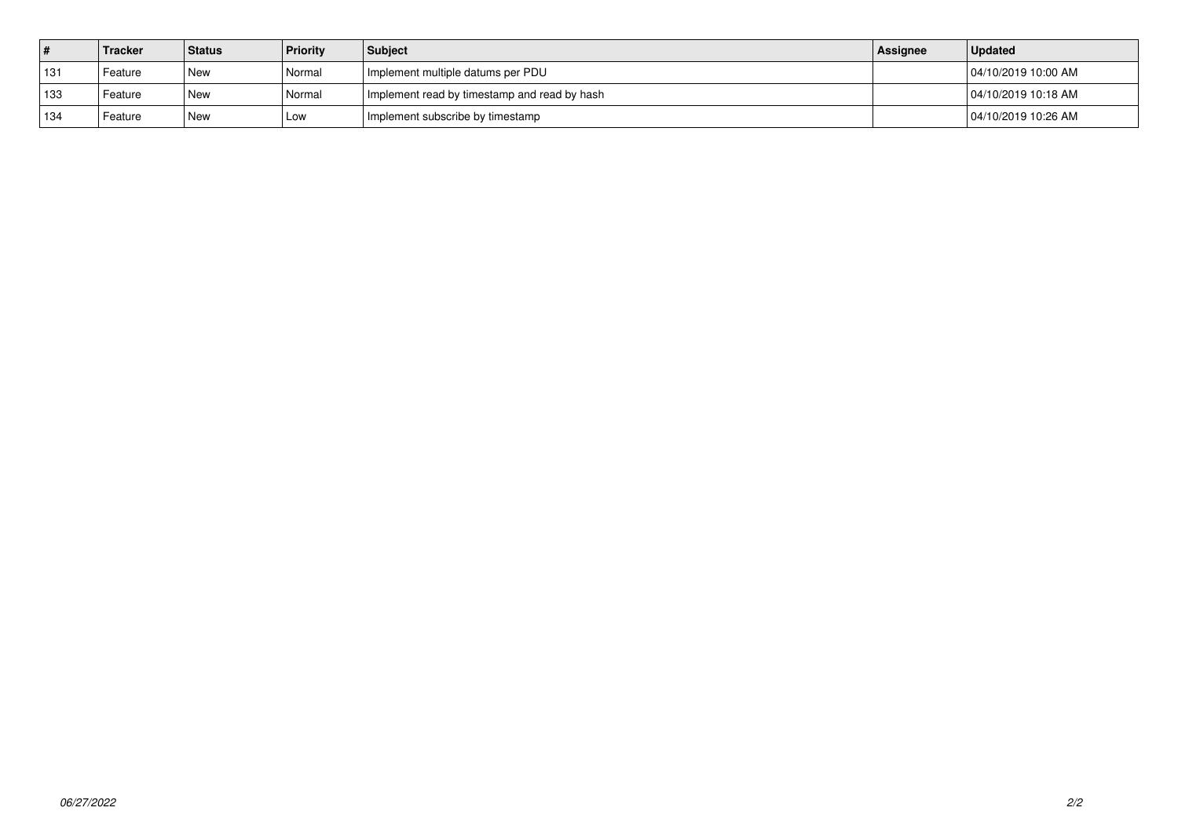| # | Tracker | Status | Priority | Subject | Assignee | Updated |
|---|---|---|---|---|---|---|
| 131 | Feature | New | Normal | Implement multiple datums per PDU | | 04/10/2019 10:00 AM |
| 133 | Feature | New | Normal | Implement read by timestamp and read by hash | | 04/10/2019 10:18 AM |
| 134 | Feature | New | Low | Implement subscribe by timestamp | | 04/10/2019 10:26 AM |